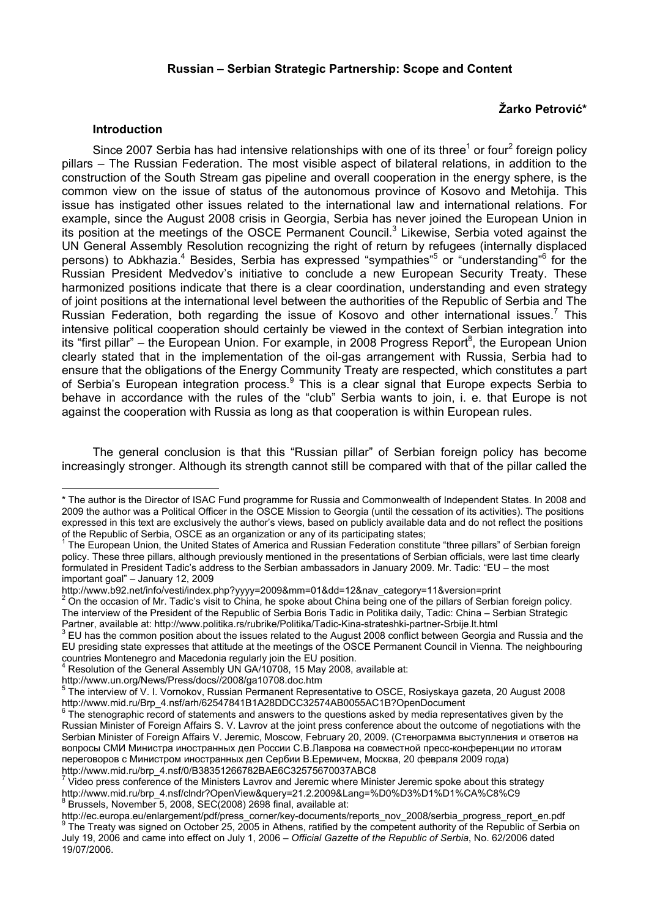# Russian – Serbian Strategic Partnership: Scope and Content

**Žarko Petrović***

## Introduction

Since 2007 Serbia has had intensive relationships with one of its three[1] or four[2] foreign policy pillars – The Russian Federation. The most visible aspect of bilateral relations, in addition to the construction of the South Stream gas pipeline and overall cooperation in the energy sphere, is the common view on the issue of status of the autonomous province of Kosovo and Metohija. This issue has instigated other issues related to the international law and international relations. For example, since the August 2008 crisis in Georgia, Serbia has never joined the European Union in its position at the meetings of the OSCE Permanent Council.[3] Likewise, Serbia voted against the UN General Assembly Resolution recognizing the right of return by refugees (internally displaced persons) to Abkhazia.[4] Besides, Serbia has expressed "sympathies"[5] or "understanding"[6] for the Russian President Medvedov's initiative to conclude a new European Security Treaty. These harmonized positions indicate that there is a clear coordination, understanding and even strategy of joint positions at the international level between the authorities of the Republic of Serbia and The Russian Federation, both regarding the issue of Kosovo and other international issues.[7] This intensive political cooperation should certainly be viewed in the context of Serbian integration into its "first pillar" – the European Union. For example, in 2008 Progress Report[8], the European Union clearly stated that in the implementation of the oil-gas arrangement with Russia, Serbia had to ensure that the obligations of the Energy Community Treaty are respected, which constitutes a part of Serbia's European integration process.[9] This is a clear signal that Europe expects Serbia to behave in accordance with the rules of the "club" Serbia wants to join, i. e. that Europe is not against the cooperation with Russia as long as that cooperation is within European rules.

The general conclusion is that this "Russian pillar" of Serbian foreign policy has become increasingly stronger. Although its strength cannot still be compared with that of the pillar called the

---

\* The author is the Director of ISAC Fund programme for Russia and Commonwealth of Independent States. In 2008 and 2009 the author was a Political Officer in the OSCE Mission to Georgia (until the cessation of its activities). The positions expressed in this text are exclusively the author's views, based on publicly available data and do not reflect the positions of the Republic of Serbia, OSCE as an organization or any of its participating states;

[1] The European Union, the United States of America and Russian Federation constitute "three pillars" of Serbian foreign policy. These three pillars, although previously mentioned in the presentations of Serbian officials, were last time clearly formulated in President Tadic's address to the Serbian ambassadors in January 2009. Mr. Tadic: "EU – the most important goal" – January 12, 2009 http://www.b92.net/info/vesti/index.php?yyyy=2009&mm=01&dd=12&nav_category=11&version=print

[2] On the occasion of Mr. Tadic's visit to China, he spoke about China being one of the pillars of Serbian foreign policy. The interview of the President of the Republic of Serbia Boris Tadic in Politika daily, Tadic: China – Serbian Strategic Partner, available at: http://www.politika.rs/rubrike/Politika/Tadic-Kina-strateshki-partner-Srbije.lt.html

[3] EU has the common position about the issues related to the August 2008 conflict between Georgia and Russia and the EU presiding state expresses that attitude at the meetings of the OSCE Permanent Council in Vienna. The neighbouring countries Montenegro and Macedonia regularly join the EU position.

[4] Resolution of the General Assembly UN GA/10708, 15 May 2008, available at: http://www.un.org/News/Press/docs//2008/ga10708.doc.htm

[5] The interview of V. I. Vornokov, Russian Permanent Representative to OSCE, Rosiyskaya gazeta, 20 August 2008 http://www.mid.ru/Brp_4.nsf/arh/62547841B1A28DDCC32574AB0055AC1B?OpenDocument

[6] The stenographic record of statements and answers to the questions asked by media representatives given by the Russian Minister of Foreign Affairs S. V. Lavrov at the joint press conference about the outcome of negotiations with the Serbian Minister of Foreign Affairs V. Jeremic, Moscow, February 20, 2009. (Стенограмма выступления и ответов на вопросы СМИ Министра иностранных дел России С.В.Лаврова на совместной пресс-конференции по итогам переговоров с Министром иностранных дел Сербии В.Еремичем, Москва, 20 февраля 2009 года) http://www.mid.ru/brp_4.nsf/0/B38351266782BAE6C32575670037ABC8

[7] Video press conference of the Ministers Lavrov and Jeremic where Minister Jeremic spoke about this strategy http://www.mid.ru/brp_4.nsf/clndr?OpenView&query=21.2.2009&Lang=%D0%D3%D1%D1%CA%C8%C9

[8] Brussels, November 5, 2008, SEC(2008) 2698 final, available at: http://ec.europa.eu/enlargement/pdf/press_corner/key-documents/reports_nov_2008/serbia_progress_report_en.pdf

[9] The Treaty was signed on October 25, 2005 in Athens, ratified by the competent authority of the Republic of Serbia on July 19, 2006 and came into effect on July 1, 2006 – *Official Gazette of the Republic of Serbia*, No. 62/2006 dated 19/07/2006.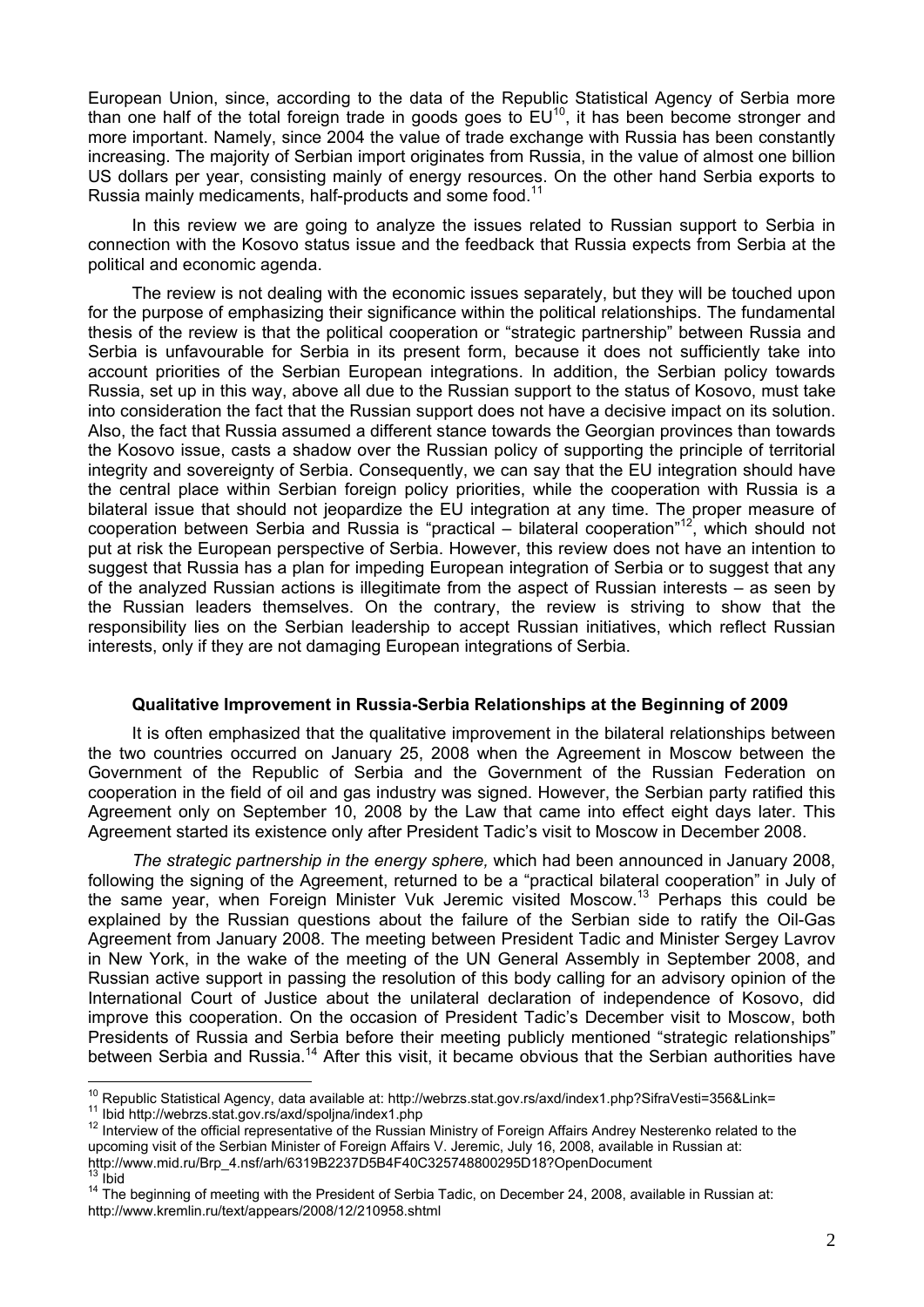European Union, since, according to the data of the Republic Statistical Agency of Serbia more than one half of the total foreign trade in goods goes to EU[10], it has been become stronger and more important. Namely, since 2004 the value of trade exchange with Russia has been constantly increasing. The majority of Serbian import originates from Russia, in the value of almost one billion US dollars per year, consisting mainly of energy resources. On the other hand Serbia exports to Russia mainly medicaments, half-products and some food.[11]

In this review we are going to analyze the issues related to Russian support to Serbia in connection with the Kosovo status issue and the feedback that Russia expects from Serbia at the political and economic agenda.

The review is not dealing with the economic issues separately, but they will be touched upon for the purpose of emphasizing their significance within the political relationships. The fundamental thesis of the review is that the political cooperation or "strategic partnership" between Russia and Serbia is unfavourable for Serbia in its present form, because it does not sufficiently take into account priorities of the Serbian European integrations. In addition, the Serbian policy towards Russia, set up in this way, above all due to the Russian support to the status of Kosovo, must take into consideration the fact that the Russian support does not have a decisive impact on its solution. Also, the fact that Russia assumed a different stance towards the Georgian provinces than towards the Kosovo issue, casts a shadow over the Russian policy of supporting the principle of territorial integrity and sovereignty of Serbia. Consequently, we can say that the EU integration should have the central place within Serbian foreign policy priorities, while the cooperation with Russia is a bilateral issue that should not jeopardize the EU integration at any time. The proper measure of cooperation between Serbia and Russia is "practical – bilateral cooperation"[12], which should not put at risk the European perspective of Serbia. However, this review does not have an intention to suggest that Russia has a plan for impeding European integration of Serbia or to suggest that any of the analyzed Russian actions is illegitimate from the aspect of Russian interests – as seen by the Russian leaders themselves. On the contrary, the review is striving to show that the responsibility lies on the Serbian leadership to accept Russian initiatives, which reflect Russian interests, only if they are not damaging European integrations of Serbia.

### Qualitative Improvement in Russia-Serbia Relationships at the Beginning of 2009

It is often emphasized that the qualitative improvement in the bilateral relationships between the two countries occurred on January 25, 2008 when the Agreement in Moscow between the Government of the Republic of Serbia and the Government of the Russian Federation on cooperation in the field of oil and gas industry was signed. However, the Serbian party ratified this Agreement only on September 10, 2008 by the Law that came into effect eight days later. This Agreement started its existence only after President Tadic's visit to Moscow in December 2008.

*The strategic partnership in the energy sphere,* which had been announced in January 2008, following the signing of the Agreement, returned to be a "practical bilateral cooperation" in July of the same year, when Foreign Minister Vuk Jeremic visited Moscow.[13] Perhaps this could be explained by the Russian questions about the failure of the Serbian side to ratify the Oil-Gas Agreement from January 2008. The meeting between President Tadic and Minister Sergey Lavrov in New York, in the wake of the meeting of the UN General Assembly in September 2008, and Russian active support in passing the resolution of this body calling for an advisory opinion of the International Court of Justice about the unilateral declaration of independence of Kosovo, did improve this cooperation. On the occasion of President Tadic's December visit to Moscow, both Presidents of Russia and Serbia before their meeting publicly mentioned "strategic relationships" between Serbia and Russia.[14] After this visit, it became obvious that the Serbian authorities have

---

[10] Republic Statistical Agency, data available at: http://webrzs.stat.gov.rs/axd/index1.php?SifraVesti=356&Link=

[11] Ibid http://webrzs.stat.gov.rs/axd/spoljna/index1.php

[12] Interview of the official representative of the Russian Ministry of Foreign Affairs Andrey Nesterenko related to the upcoming visit of the Serbian Minister of Foreign Affairs V. Jeremic, July 16, 2008, available in Russian at: http://www.mid.ru/Brp_4.nsf/arh/6319B2237D5B4F40C325748800295D18?OpenDocument

[13] Ibid

[14] The beginning of meeting with the President of Serbia Tadic, on December 24, 2008, available in Russian at: http://www.kremlin.ru/text/appears/2008/12/210958.shtml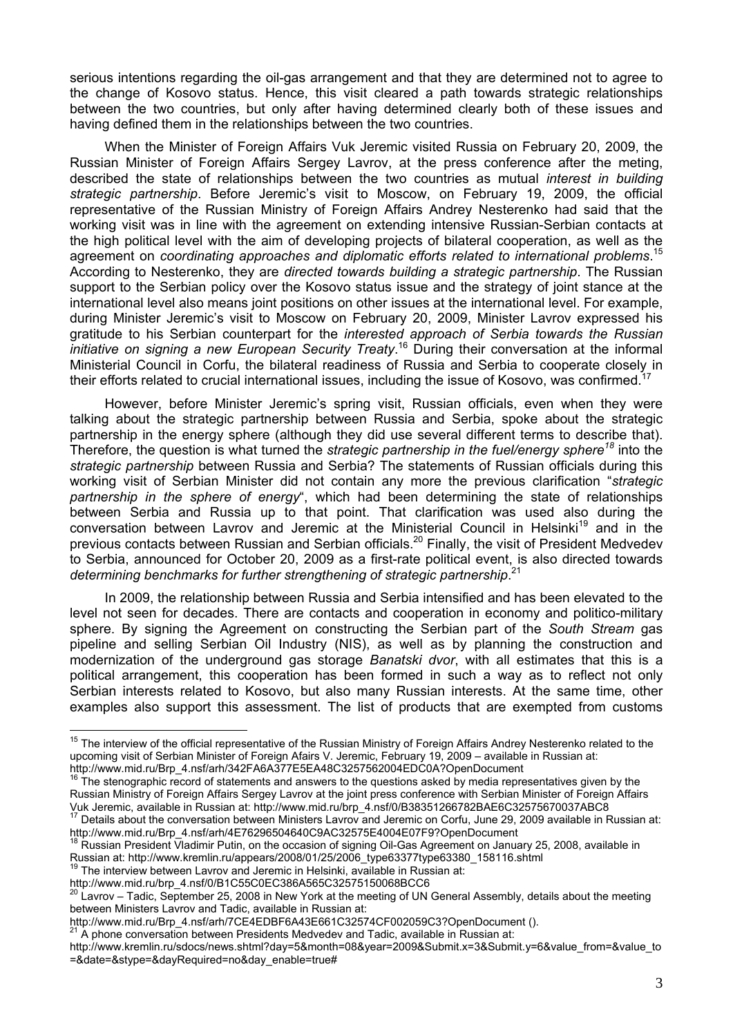serious intentions regarding the oil-gas arrangement and that they are determined not to agree to the change of Kosovo status. Hence, this visit cleared a path towards strategic relationships between the two countries, but only after having determined clearly both of these issues and having defined them in the relationships between the two countries.

When the Minister of Foreign Affairs Vuk Jeremic visited Russia on February 20, 2009, the Russian Minister of Foreign Affairs Sergey Lavrov, at the press conference after the meting, described the state of relationships between the two countries as mutual *interest in building strategic partnership*. Before Jeremic's visit to Moscow, on February 19, 2009, the official representative of the Russian Ministry of Foreign Affairs Andrey Nesterenko had said that the working visit was in line with the agreement on extending intensive Russian-Serbian contacts at the high political level with the aim of developing projects of bilateral cooperation, as well as the agreement on *coordinating approaches and diplomatic efforts related to international problems*.[15] According to Nesterenko, they are *directed towards building a strategic partnership*. The Russian support to the Serbian policy over the Kosovo status issue and the strategy of joint stance at the international level also means joint positions on other issues at the international level. For example, during Minister Jeremic's visit to Moscow on February 20, 2009, Minister Lavrov expressed his gratitude to his Serbian counterpart for the *interested approach of Serbia towards the Russian initiative on signing a new European Security Treaty*.[16] During their conversation at the informal Ministerial Council in Corfu, the bilateral readiness of Russia and Serbia to cooperate closely in their efforts related to crucial international issues, including the issue of Kosovo, was confirmed.[17]

However, before Minister Jeremic's spring visit, Russian officials, even when they were talking about the strategic partnership between Russia and Serbia, spoke about the strategic partnership in the energy sphere (although they did use several different terms to describe that). Therefore, the question is what turned the *strategic partnership in the fuel/energy sphere*[18] into the *strategic partnership* between Russia and Serbia? The statements of Russian officials during this working visit of Serbian Minister did not contain any more the previous clarification "*strategic partnership in the sphere of energy*", which had been determining the state of relationships between Serbia and Russia up to that point. That clarification was used also during the conversation between Lavrov and Jeremic at the Ministerial Council in Helsinki[19] and in the previous contacts between Russian and Serbian officials.[20] Finally, the visit of President Medvedev to Serbia, announced for October 20, 2009 as a first-rate political event, is also directed towards *determining benchmarks for further strengthening of strategic partnership*.[21]

In 2009, the relationship between Russia and Serbia intensified and has been elevated to the level not seen for decades. There are contacts and cooperation in economy and politico-military sphere. By signing the Agreement on constructing the Serbian part of the *South Stream* gas pipeline and selling Serbian Oil Industry (NIS), as well as by planning the construction and modernization of the underground gas storage *Banatski dvor*, with all estimates that this is a political arrangement, this cooperation has been formed in such a way as to reflect not only Serbian interests related to Kosovo, but also many Russian interests. At the same time, other examples also support this assessment. The list of products that are exempted from customs

---

[15] The interview of the official representative of the Russian Ministry of Foreign Affairs Andrey Nesterenko related to the upcoming visit of Serbian Minister of Foreign Afairs V. Jeremic, February 19, 2009 – available in Russian at: http://www.mid.ru/Brp_4.nsf/arh/342FA6A377E5EA48C3257562004EDC0A?OpenDocument

[16] The stenographic record of statements and answers to the questions asked by media representatives given by the Russian Ministry of Foreign Affairs Sergey Lavrov at the joint press conference with Serbian Minister of Foreign Affairs Vuk Jeremic, available in Russian at: http://www.mid.ru/brp_4.nsf/0/B38351266782BAE6C32575670037ABC8

[17] Details about the conversation between Ministers Lavrov and Jeremic on Corfu, June 29, 2009 available in Russian at: http://www.mid.ru/Brp_4.nsf/arh/4E76296504640C9AC32575E4004E07F9?OpenDocument

[18] Russian President Vladimir Putin, on the occasion of signing Oil-Gas Agreement on January 25, 2008, available in Russian at: http://www.kremlin.ru/appears/2008/01/25/2006_type63377type63380_158116.shtml

[19] The interview between Lavrov and Jeremic in Helsinki, available in Russian at: http://www.mid.ru/brp_4.nsf/0/B1C55C0EC386A565C32575150068BCC6

[20] Lavrov – Tadic, September 25, 2008 in New York at the meeting of UN General Assembly, details about the meeting between Ministers Lavrov and Tadic, available in Russian at: http://www.mid.ru/Brp_4.nsf/arh/7CE4EDBF6A43E661C32574CF002059C3?OpenDocument ().

[21] A phone conversation between Presidents Medvedev and Tadic, available in Russian at: http://www.kremlin.ru/sdocs/news.shtml?day=5&month=08&year=2009&Submit.x=3&Submit.y=6&value_from=&value_to=&date=&stype=&dayRequired=no&day_enable=true#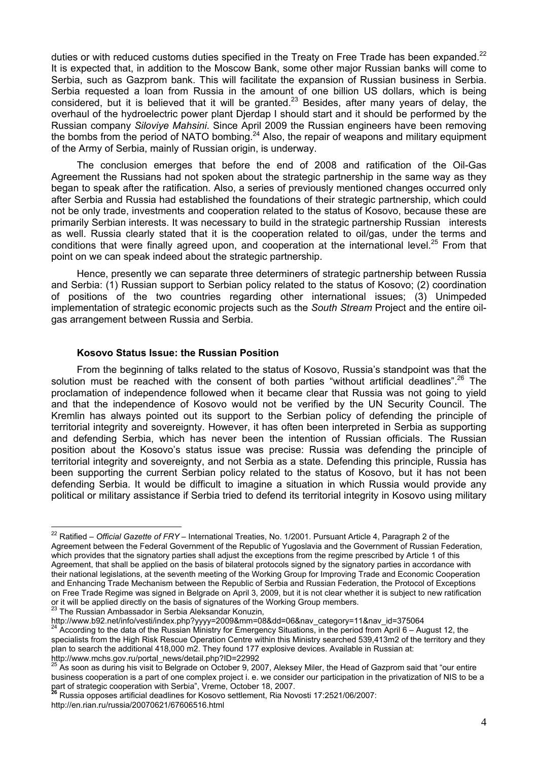duties or with reduced customs duties specified in the Treaty on Free Trade has been expanded.[22] It is expected that, in addition to the Moscow Bank, some other major Russian banks will come to Serbia, such as Gazprom bank. This will facilitate the expansion of Russian business in Serbia. Serbia requested a loan from Russia in the amount of one billion US dollars, which is being considered, but it is believed that it will be granted.[23] Besides, after many years of delay, the overhaul of the hydroelectric power plant Djerdap I should start and it should be performed by the Russian company *Siloviye Mahsini*. Since April 2009 the Russian engineers have been removing the bombs from the period of NATO bombing.[24] Also, the repair of weapons and military equipment of the Army of Serbia, mainly of Russian origin, is underway.

The conclusion emerges that before the end of 2008 and ratification of the Oil-Gas Agreement the Russians had not spoken about the strategic partnership in the same way as they began to speak after the ratification. Also, a series of previously mentioned changes occurred only after Serbia and Russia had established the foundations of their strategic partnership, which could not be only trade, investments and cooperation related to the status of Kosovo, because these are primarily Serbian interests. It was necessary to build in the strategic partnership Russian interests as well. Russia clearly stated that it is the cooperation related to oil/gas, under the terms and conditions that were finally agreed upon, and cooperation at the international level.[25] From that point on we can speak indeed about the strategic partnership.

Hence, presently we can separate three determiners of strategic partnership between Russia and Serbia: (1) Russian support to Serbian policy related to the status of Kosovo; (2) coordination of positions of the two countries regarding other international issues; (3) Unimpeded implementation of strategic economic projects such as the *South Stream* Project and the entire oil-gas arrangement between Russia and Serbia.

### Kosovo Status Issue: the Russian Position

From the beginning of talks related to the status of Kosovo, Russia's standpoint was that the solution must be reached with the consent of both parties "without artificial deadlines".[26] The proclamation of independence followed when it became clear that Russia was not going to yield and that the independence of Kosovo would not be verified by the UN Security Council. The Kremlin has always pointed out its support to the Serbian policy of defending the principle of territorial integrity and sovereignty. However, it has often been interpreted in Serbia as supporting and defending Serbia, which has never been the intention of Russian officials. The Russian position about the Kosovo's status issue was precise: Russia was defending the principle of territorial integrity and sovereignty, and not Serbia as a state. Defending this principle, Russia has been supporting the current Serbian policy related to the status of Kosovo, but it has not been defending Serbia. It would be difficult to imagine a situation in which Russia would provide any political or military assistance if Serbia tried to defend its territorial integrity in Kosovo using military

---

[22] Ratified – *Official Gazette of FRY* – International Treaties, No. 1/2001. Pursuant Article 4, Paragraph 2 of the Agreement between the Federal Government of the Republic of Yugoslavia and the Government of Russian Federation, which provides that the signatory parties shall adjust the exceptions from the regime prescribed by Article 1 of this Agreement, that shall be applied on the basis of bilateral protocols signed by the signatory parties in accordance with their national legislations, at the seventh meeting of the Working Group for Improving Trade and Economic Cooperation and Enhancing Trade Mechanism between the Republic of Serbia and Russian Federation, the Protocol of Exceptions on Free Trade Regime was signed in Belgrade on April 3, 2009, but it is not clear whether it is subject to new ratification or it will be applied directly on the basis of signatures of the Working Group members.

[23] The Russian Ambassador in Serbia Aleksandar Konuzin, http://www.b92.net/info/vesti/index.php?yyyy=2009&mm=08&dd=06&nav_category=11&nav_id=375064

[24] According to the data of the Russian Ministry for Emergency Situations, in the period from April 6 – August 12, the specialists from the High Risk Rescue Operation Centre within this Ministry searched 539,413m2 of the territory and they plan to search the additional 418,000 m2. They found 177 explosive devices. Available in Russian at: http://www.mchs.gov.ru/portal_news/detail.php?ID=22992

[25] As soon as during his visit to Belgrade on October 9, 2007, Aleksey Miler, the Head of Gazprom said that "our entire business cooperation is a part of one complex project i. e. we consider our participation in the privatization of NIS to be a part of strategic cooperation with Serbia", Vreme, October 18, 2007.

[26] Russia opposes artificial deadlines for Kosovo settlement, Ria Novosti 17:2521/06/2007: http://en.rian.ru/russia/20070621/67606516.html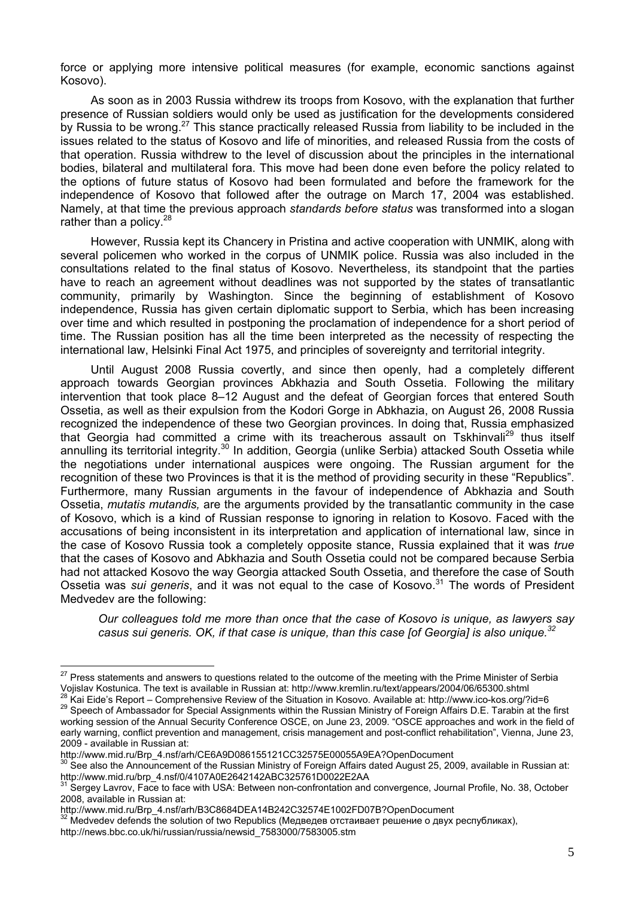force or applying more intensive political measures (for example, economic sanctions against Kosovo).

As soon as in 2003 Russia withdrew its troops from Kosovo, with the explanation that further presence of Russian soldiers would only be used as justification for the developments considered by Russia to be wrong.[27] This stance practically released Russia from liability to be included in the issues related to the status of Kosovo and life of minorities, and released Russia from the costs of that operation. Russia withdrew to the level of discussion about the principles in the international bodies, bilateral and multilateral fora. This move had been done even before the policy related to the options of future status of Kosovo had been formulated and before the framework for the independence of Kosovo that followed after the outrage on March 17, 2004 was established. Namely, at that time the previous approach *standards before status* was transformed into a slogan rather than a policy.[28]

However, Russia kept its Chancery in Pristina and active cooperation with UNMIK, along with several policemen who worked in the corpus of UNMIK police. Russia was also included in the consultations related to the final status of Kosovo. Nevertheless, its standpoint that the parties have to reach an agreement without deadlines was not supported by the states of transatlantic community, primarily by Washington. Since the beginning of establishment of Kosovo independence, Russia has given certain diplomatic support to Serbia, which has been increasing over time and which resulted in postponing the proclamation of independence for a short period of time. The Russian position has all the time been interpreted as the necessity of respecting the international law, Helsinki Final Act 1975, and principles of sovereignty and territorial integrity.

Until August 2008 Russia covertly, and since then openly, had a completely different approach towards Georgian provinces Abkhazia and South Ossetia. Following the military intervention that took place 8–12 August and the defeat of Georgian forces that entered South Ossetia, as well as their expulsion from the Kodori Gorge in Abkhazia, on August 26, 2008 Russia recognized the independence of these two Georgian provinces. In doing that, Russia emphasized that Georgia had committed a crime with its treacherous assault on Tskhinvali[29] thus itself annulling its territorial integrity.[30] In addition, Georgia (unlike Serbia) attacked South Ossetia while the negotiations under international auspices were ongoing. The Russian argument for the recognition of these two Provinces is that it is the method of providing security in these "Republics". Furthermore, many Russian arguments in the favour of independence of Abkhazia and South Ossetia, *mutatis mutandis,* are the arguments provided by the transatlantic community in the case of Kosovo, which is a kind of Russian response to ignoring in relation to Kosovo. Faced with the accusations of being inconsistent in its interpretation and application of international law, since in the case of Kosovo Russia took a completely opposite stance, Russia explained that it was *true* that the cases of Kosovo and Abkhazia and South Ossetia could not be compared because Serbia had not attacked Kosovo the way Georgia attacked South Ossetia, and therefore the case of South Ossetia was *sui generis*, and it was not equal to the case of Kosovo.[31] The words of President Medvedev are the following:

> *Our colleagues told me more than once that the case of Kosovo is unique, as lawyers say casus sui generis. OK, if that case is unique, than this case [of Georgia] is also unique.*[32]

---

[27] Press statements and answers to questions related to the outcome of the meeting with the Prime Minister of Serbia Vojislav Kostunica. The text is available in Russian at: http://www.kremlin.ru/text/appears/2004/06/65300.shtml

[28] Kai Eide's Report – Comprehensive Review of the Situation in Kosovo. Available at: http://www.ico-kos.org/?id=6

[29] Speech of Ambassador for Special Assignments within the Russian Ministry of Foreign Affairs D.E. Tarabin at the first working session of the Annual Security Conference OSCE, on June 23, 2009. "OSCE approaches and work in the field of early warning, conflict prevention and management, crisis management and post-conflict rehabilitation", Vienna, June 23, 2009 - available in Russian at: http://www.mid.ru/Brp_4.nsf/arh/CE6A9D086155121CC32575E00055A9EA?OpenDocument

[30] See also the Announcement of the Russian Ministry of Foreign Affairs dated August 25, 2009, available in Russian at: http://www.mid.ru/brp_4.nsf/0/4107A0E2642142ABC325761D0022E2AA

[31] Sergey Lavrov, Face to face with USA: Between non-confrontation and convergence, Journal Profile, No. 38, October 2008, available in Russian at: http://www.mid.ru/Brp_4.nsf/arh/B3C8684DEA14B242C32574E1002FD07B?OpenDocument

[32] Medvedev defends the solution of two Republics (Медведев отстаивает решение о двух республиках), http://news.bbc.co.uk/hi/russian/russia/newsid_7583000/7583005.stm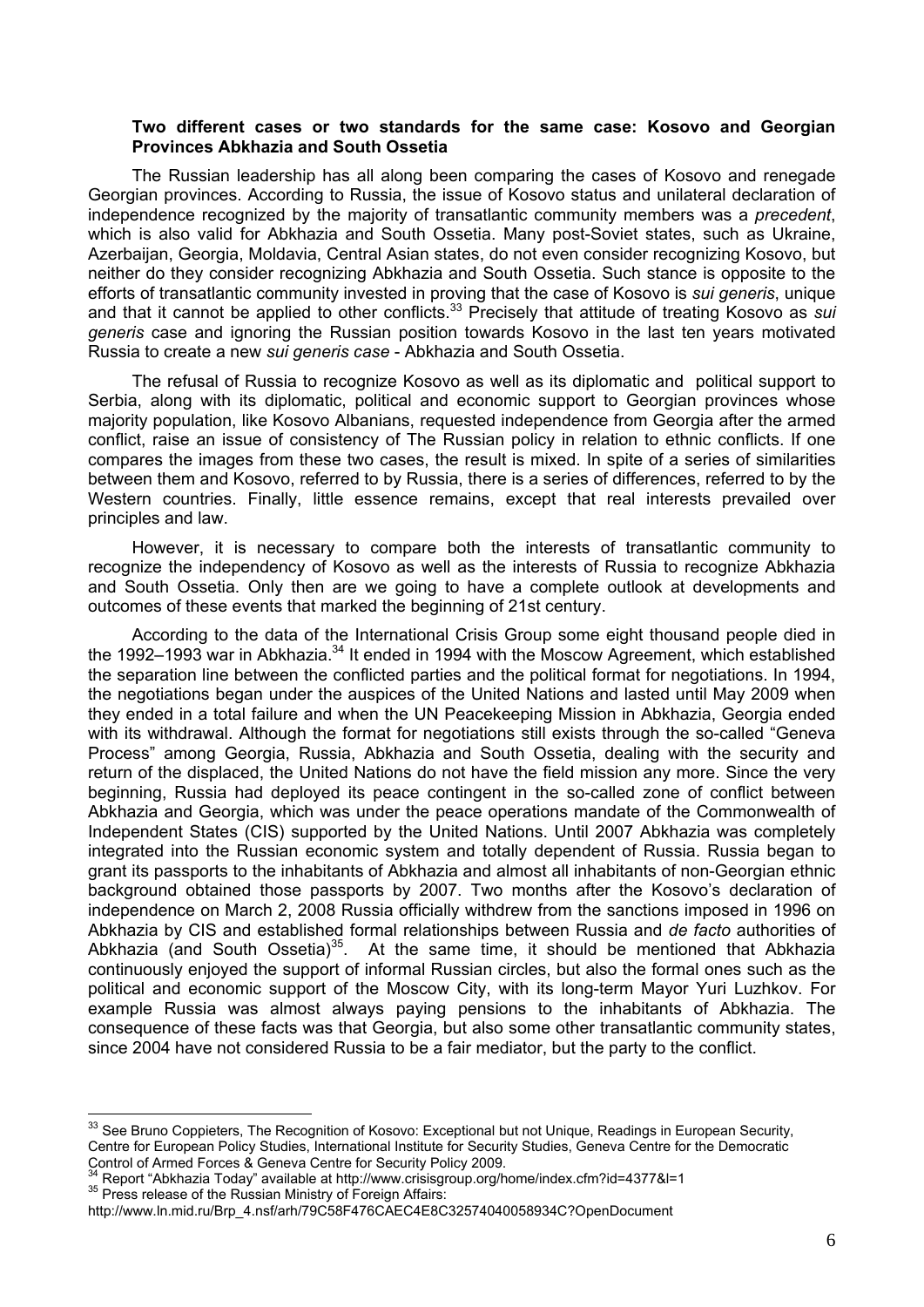**Two different cases or two standards for the same case: Kosovo and Georgian Provinces Abkhazia and South Ossetia**

The Russian leadership has all along been comparing the cases of Kosovo and renegade Georgian provinces. According to Russia, the issue of Kosovo status and unilateral declaration of independence recognized by the majority of transatlantic community members was a *precedent*, which is also valid for Abkhazia and South Ossetia. Many post-Soviet states, such as Ukraine, Azerbaijan, Georgia, Moldavia, Central Asian states, do not even consider recognizing Kosovo, but neither do they consider recognizing Abkhazia and South Ossetia. Such stance is opposite to the efforts of transatlantic community invested in proving that the case of Kosovo is *sui generis*, unique and that it cannot be applied to other conflicts.[33] Precisely that attitude of treating Kosovo as *sui generis* case and ignoring the Russian position towards Kosovo in the last ten years motivated Russia to create a new *sui generis case* - Abkhazia and South Ossetia.

The refusal of Russia to recognize Kosovo as well as its diplomatic and political support to Serbia, along with its diplomatic, political and economic support to Georgian provinces whose majority population, like Kosovo Albanians, requested independence from Georgia after the armed conflict, raise an issue of consistency of The Russian policy in relation to ethnic conflicts. If one compares the images from these two cases, the result is mixed. In spite of a series of similarities between them and Kosovo, referred to by Russia, there is a series of differences, referred to by the Western countries. Finally, little essence remains, except that real interests prevailed over principles and law.

However, it is necessary to compare both the interests of transatlantic community to recognize the independency of Kosovo as well as the interests of Russia to recognize Abkhazia and South Ossetia. Only then are we going to have a complete outlook at developments and outcomes of these events that marked the beginning of 21st century.

According to the data of the International Crisis Group some eight thousand people died in the 1992–1993 war in Abkhazia.[34] It ended in 1994 with the Moscow Agreement, which established the separation line between the conflicted parties and the political format for negotiations. In 1994, the negotiations began under the auspices of the United Nations and lasted until May 2009 when they ended in a total failure and when the UN Peacekeeping Mission in Abkhazia, Georgia ended with its withdrawal. Although the format for negotiations still exists through the so-called "Geneva Process" among Georgia, Russia, Abkhazia and South Ossetia, dealing with the security and return of the displaced, the United Nations do not have the field mission any more. Since the very beginning, Russia had deployed its peace contingent in the so-called zone of conflict between Abkhazia and Georgia, which was under the peace operations mandate of the Commonwealth of Independent States (CIS) supported by the United Nations. Until 2007 Abkhazia was completely integrated into the Russian economic system and totally dependent of Russia. Russia began to grant its passports to the inhabitants of Abkhazia and almost all inhabitants of non-Georgian ethnic background obtained those passports by 2007. Two months after the Kosovo's declaration of independence on March 2, 2008 Russia officially withdrew from the sanctions imposed in 1996 on Abkhazia by CIS and established formal relationships between Russia and *de facto* authorities of Abkhazia (and South Ossetia)[35]. At the same time, it should be mentioned that Abkhazia continuously enjoyed the support of informal Russian circles, but also the formal ones such as the political and economic support of the Moscow City, with its long-term Mayor Yuri Luzhkov. For example Russia was almost always paying pensions to the inhabitants of Abkhazia. The consequence of these facts was that Georgia, but also some other transatlantic community states, since 2004 have not considered Russia to be a fair mediator, but the party to the conflict.

---

[33] See Bruno Coppieters, The Recognition of Kosovo: Exceptional but not Unique, Readings in European Security, Centre for European Policy Studies, International Institute for Security Studies, Geneva Centre for the Democratic Control of Armed Forces & Geneva Centre for Security Policy 2009.

[34] Report "Abkhazia Today" available at http://www.crisisgroup.org/home/index.cfm?id=4377&l=1

[35] Press release of the Russian Ministry of Foreign Affairs: http://www.ln.mid.ru/Brp_4.nsf/arh/79C58F476CAEC4E8C32574040058934C?OpenDocument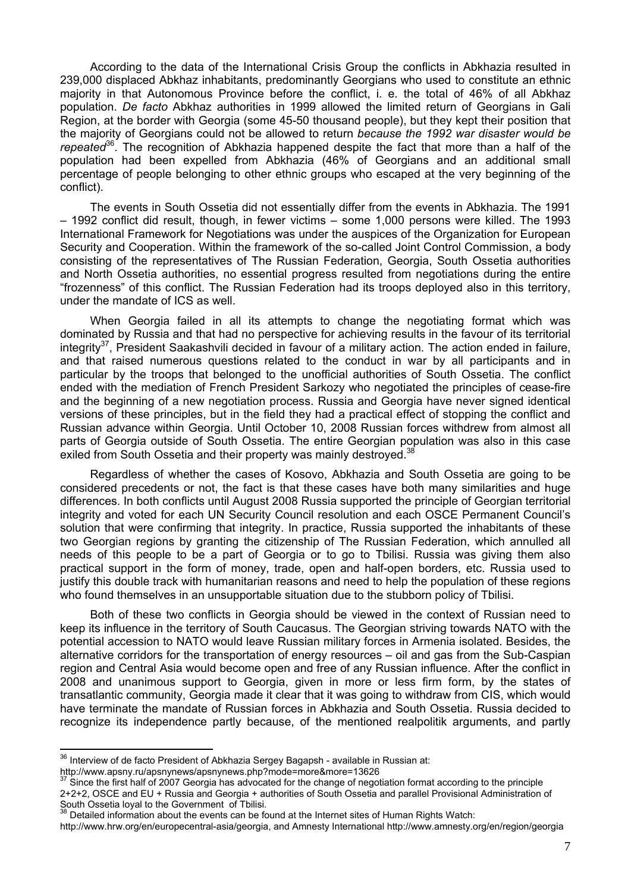According to the data of the International Crisis Group the conflicts in Abkhazia resulted in 239,000 displaced Abkhaz inhabitants, predominantly Georgians who used to constitute an ethnic majority in that Autonomous Province before the conflict, i. e. the total of 46% of all Abkhaz population. *De facto* Abkhaz authorities in 1999 allowed the limited return of Georgians in Gali Region, at the border with Georgia (some 45-50 thousand people), but they kept their position that the majority of Georgians could not be allowed to return *because the 1992 war disaster would be repeated*[36]. The recognition of Abkhazia happened despite the fact that more than a half of the population had been expelled from Abkhazia (46% of Georgians and an additional small percentage of people belonging to other ethnic groups who escaped at the very beginning of the conflict).

The events in South Ossetia did not essentially differ from the events in Abkhazia. The 1991 – 1992 conflict did result, though, in fewer victims – some 1,000 persons were killed. The 1993 International Framework for Negotiations was under the auspices of the Organization for European Security and Cooperation. Within the framework of the so-called Joint Control Commission, a body consisting of the representatives of The Russian Federation, Georgia, South Ossetia authorities and North Ossetia authorities, no essential progress resulted from negotiations during the entire "frozenness" of this conflict. The Russian Federation had its troops deployed also in this territory, under the mandate of ICS as well.

When Georgia failed in all its attempts to change the negotiating format which was dominated by Russia and that had no perspective for achieving results in the favour of its territorial integrity[37], President Saakashvili decided in favour of a military action. The action ended in failure, and that raised numerous questions related to the conduct in war by all participants and in particular by the troops that belonged to the unofficial authorities of South Ossetia. The conflict ended with the mediation of French President Sarkozy who negotiated the principles of cease-fire and the beginning of a new negotiation process. Russia and Georgia have never signed identical versions of these principles, but in the field they had a practical effect of stopping the conflict and Russian advance within Georgia. Until October 10, 2008 Russian forces withdrew from almost all parts of Georgia outside of South Ossetia. The entire Georgian population was also in this case exiled from South Ossetia and their property was mainly destroyed.[38]

Regardless of whether the cases of Kosovo, Abkhazia and South Ossetia are going to be considered precedents or not, the fact is that these cases have both many similarities and huge differences. In both conflicts until August 2008 Russia supported the principle of Georgian territorial integrity and voted for each UN Security Council resolution and each OSCE Permanent Council's solution that were confirming that integrity. In practice, Russia supported the inhabitants of these two Georgian regions by granting the citizenship of The Russian Federation, which annulled all needs of this people to be a part of Georgia or to go to Tbilisi. Russia was giving them also practical support in the form of money, trade, open and half-open borders, etc. Russia used to justify this double track with humanitarian reasons and need to help the population of these regions who found themselves in an unsupportable situation due to the stubborn policy of Tbilisi.

Both of these two conflicts in Georgia should be viewed in the context of Russian need to keep its influence in the territory of South Caucasus. The Georgian striving towards NATO with the potential accession to NATO would leave Russian military forces in Armenia isolated. Besides, the alternative corridors for the transportation of energy resources – oil and gas from the Sub-Caspian region and Central Asia would become open and free of any Russian influence. After the conflict in 2008 and unanimous support to Georgia, given in more or less firm form, by the states of transatlantic community, Georgia made it clear that it was going to withdraw from CIS, which would have terminate the mandate of Russian forces in Abkhazia and South Ossetia. Russia decided to recognize its independence partly because, of the mentioned realpolitik arguments, and partly

---

[36] Interview of de facto President of Abkhazia Sergey Bagapsh - available in Russian at: http://www.apsny.ru/apsnynews/apsnynews.php?mode=more&more=13626

[37] Since the first half of 2007 Georgia has advocated for the change of negotiation format according to the principle 2+2+2, OSCE and EU + Russia and Georgia + authorities of South Ossetia and parallel Provisional Administration of South Ossetia loyal to the Government of Tbilisi.

[38] Detailed information about the events can be found at the Internet sites of Human Rights Watch: http://www.hrw.org/en/europecentral-asia/georgia, and Amnesty International http://www.amnesty.org/en/region/georgia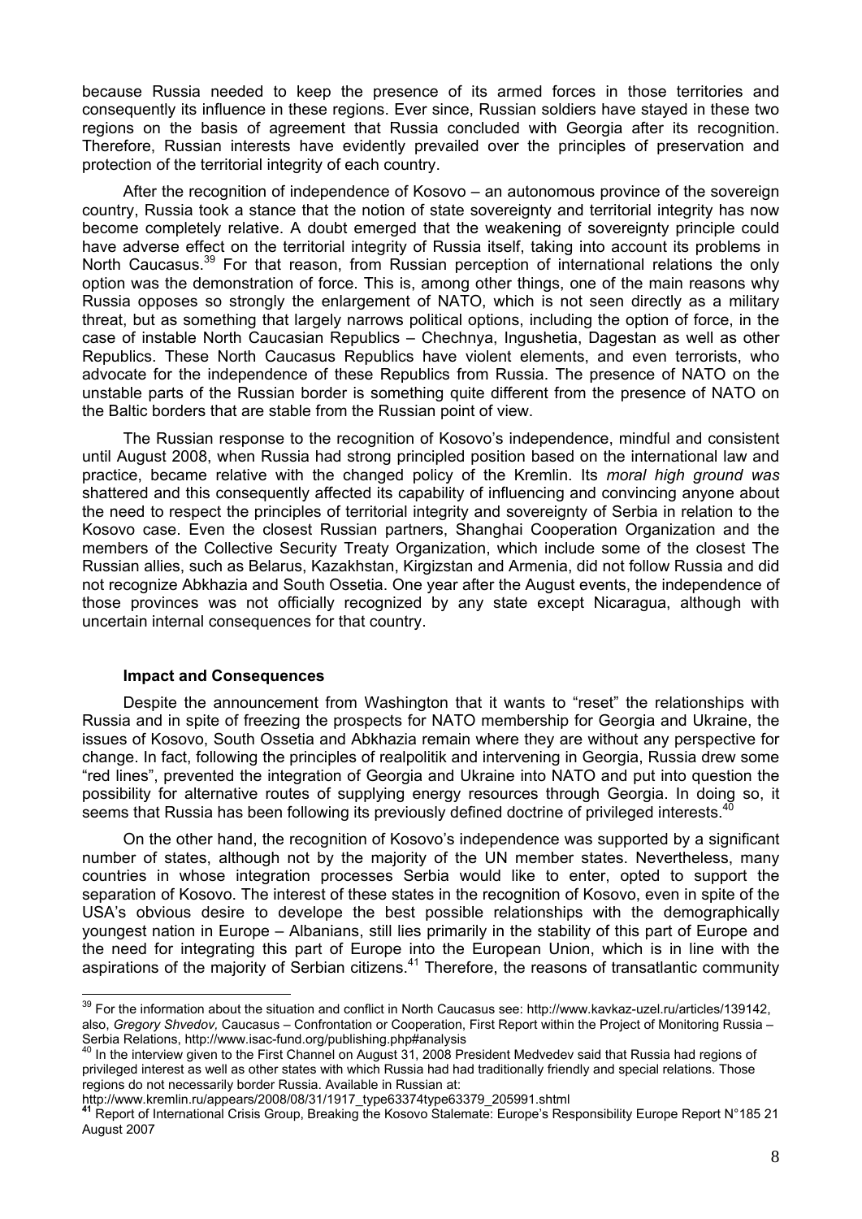because Russia needed to keep the presence of its armed forces in those territories and consequently its influence in these regions. Ever since, Russian soldiers have stayed in these two regions on the basis of agreement that Russia concluded with Georgia after its recognition. Therefore, Russian interests have evidently prevailed over the principles of preservation and protection of the territorial integrity of each country.

After the recognition of independence of Kosovo – an autonomous province of the sovereign country, Russia took a stance that the notion of state sovereignty and territorial integrity has now become completely relative. A doubt emerged that the weakening of sovereignty principle could have adverse effect on the territorial integrity of Russia itself, taking into account its problems in North Caucasus.[39] For that reason, from Russian perception of international relations the only option was the demonstration of force. This is, among other things, one of the main reasons why Russia opposes so strongly the enlargement of NATO, which is not seen directly as a military threat, but as something that largely narrows political options, including the option of force, in the case of instable North Caucasian Republics – Chechnya, Ingushetia, Dagestan as well as other Republics. These North Caucasus Republics have violent elements, and even terrorists, who advocate for the independence of these Republics from Russia. The presence of NATO on the unstable parts of the Russian border is something quite different from the presence of NATO on the Baltic borders that are stable from the Russian point of view.

The Russian response to the recognition of Kosovo's independence, mindful and consistent until August 2008, when Russia had strong principled position based on the international law and practice, became relative with the changed policy of the Kremlin. Its *moral high ground was* shattered and this consequently affected its capability of influencing and convincing anyone about the need to respect the principles of territorial integrity and sovereignty of Serbia in relation to the Kosovo case. Even the closest Russian partners, Shanghai Cooperation Organization and the members of the Collective Security Treaty Organization, which include some of the closest The Russian allies, such as Belarus, Kazakhstan, Kirgizstan and Armenia, did not follow Russia and did not recognize Abkhazia and South Ossetia. One year after the August events, the independence of those provinces was not officially recognized by any state except Nicaragua, although with uncertain internal consequences for that country.

### Impact and Consequences

Despite the announcement from Washington that it wants to "reset" the relationships with Russia and in spite of freezing the prospects for NATO membership for Georgia and Ukraine, the issues of Kosovo, South Ossetia and Abkhazia remain where they are without any perspective for change. In fact, following the principles of realpolitik and intervening in Georgia, Russia drew some "red lines", prevented the integration of Georgia and Ukraine into NATO and put into question the possibility for alternative routes of supplying energy resources through Georgia. In doing so, it seems that Russia has been following its previously defined doctrine of privileged interests.[40]

On the other hand, the recognition of Kosovo's independence was supported by a significant number of states, although not by the majority of the UN member states. Nevertheless, many countries in whose integration processes Serbia would like to enter, opted to support the separation of Kosovo. The interest of these states in the recognition of Kosovo, even in spite of the USA's obvious desire to develope the best possible relationships with the demographically youngest nation in Europe – Albanians, still lies primarily in the stability of this part of Europe and the need for integrating this part of Europe into the European Union, which is in line with the aspirations of the majority of Serbian citizens.[41] Therefore, the reasons of transatlantic community

---

[39] For the information about the situation and conflict in North Caucasus see: http://www.kavkaz-uzel.ru/articles/139142, also, *Gregory Shvedov,* Caucasus – Confrontation or Cooperation, First Report within the Project of Monitoring Russia – Serbia Relations, http://www.isac-fund.org/publishing.php#analysis

[40] In the interview given to the First Channel on August 31, 2008 President Medvedev said that Russia had regions of privileged interest as well as other states with which Russia had had traditionally friendly and special relations. Those regions do not necessarily border Russia. Available in Russian at: http://www.kremlin.ru/appears/2008/08/31/1917_type63374type63379_205991.shtml

[41] Report of International Crisis Group, Breaking the Kosovo Stalemate: Europe's Responsibility Europe Report N°185 21 August 2007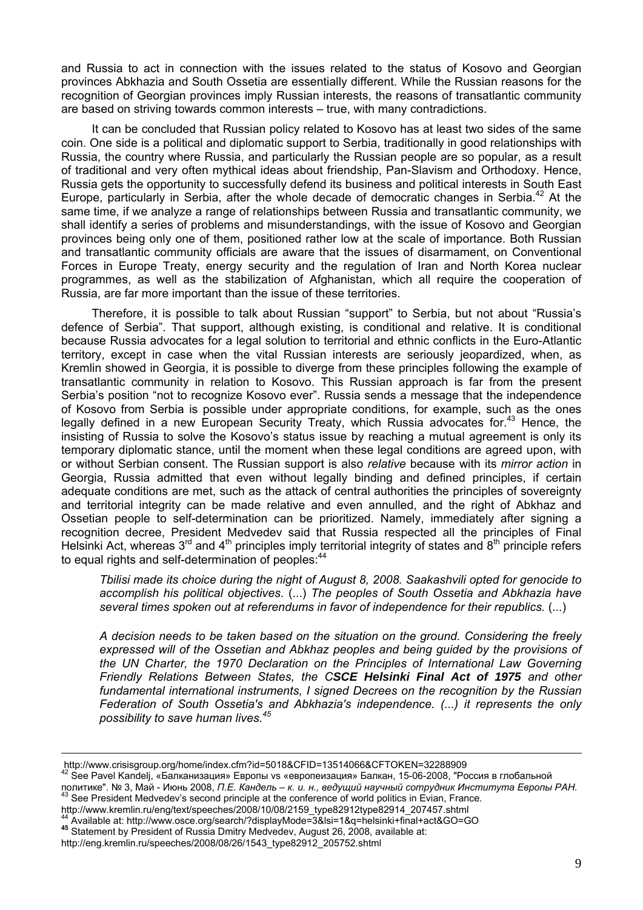and Russia to act in connection with the issues related to the status of Kosovo and Georgian provinces Abkhazia and South Ossetia are essentially different. While the Russian reasons for the recognition of Georgian provinces imply Russian interests, the reasons of transatlantic community are based on striving towards common interests – true, with many contradictions.

It can be concluded that Russian policy related to Kosovo has at least two sides of the same coin. One side is a political and diplomatic support to Serbia, traditionally in good relationships with Russia, the country where Russia, and particularly the Russian people are so popular, as a result of traditional and very often mythical ideas about friendship, Pan-Slavism and Orthodoxy. Hence, Russia gets the opportunity to successfully defend its business and political interests in South East Europe, particularly in Serbia, after the whole decade of democratic changes in Serbia.[42] At the same time, if we analyze a range of relationships between Russia and transatlantic community, we shall identify a series of problems and misunderstandings, with the issue of Kosovo and Georgian provinces being only one of them, positioned rather low at the scale of importance. Both Russian and transatlantic community officials are aware that the issues of disarmament, on Conventional Forces in Europe Treaty, energy security and the regulation of Iran and North Korea nuclear programmes, as well as the stabilization of Afghanistan, which all require the cooperation of Russia, are far more important than the issue of these territories.

Therefore, it is possible to talk about Russian "support" to Serbia, but not about "Russia's defence of Serbia". That support, although existing, is conditional and relative. It is conditional because Russia advocates for a legal solution to territorial and ethnic conflicts in the Euro-Atlantic territory, except in case when the vital Russian interests are seriously jeopardized, when, as Kremlin showed in Georgia, it is possible to diverge from these principles following the example of transatlantic community in relation to Kosovo. This Russian approach is far from the present Serbia's position "not to recognize Kosovo ever". Russia sends a message that the independence of Kosovo from Serbia is possible under appropriate conditions, for example, such as the ones legally defined in a new European Security Treaty, which Russia advocates for.[43] Hence, the insisting of Russia to solve the Kosovo's status issue by reaching a mutual agreement is only its temporary diplomatic stance, until the moment when these legal conditions are agreed upon, with or without Serbian consent. The Russian support is also *relative* because with its *mirror action* in Georgia, Russia admitted that even without legally binding and defined principles, if certain adequate conditions are met, such as the attack of central authorities the principles of sovereignty and territorial integrity can be made relative and even annulled, and the right of Abkhaz and Ossetian people to self-determination can be prioritized. Namely, immediately after signing a recognition decree, President Medvedev said that Russia respected all the principles of Final Helsinki Act, whereas 3rd and 4th principles imply territorial integrity of states and 8th principle refers to equal rights and self-determination of peoples:[44]

> *Tbilisi made its choice during the night of August 8, 2008. Saakashvili opted for genocide to accomplish his political objectives*. (...) *The peoples of South Ossetia and Abkhazia have several times spoken out at referendums in favor of independence for their republics.* (...)
>
> *A decision needs to be taken based on the situation on the ground. Considering the freely expressed will of the Ossetian and Abkhaz peoples and being guided by the provisions of the UN Charter, the 1970 Declaration on the Principles of International Law Governing Friendly Relations Between States, the C**SCE Helsinki Final Act of 1975** and other fundamental international instruments, I signed Decrees on the recognition by the Russian Federation of South Ossetia's and Abkhazia's independence. (...) it represents the only possibility to save human lives.*[45]

---

http://www.crisisgroup.org/home/index.cfm?id=5018&CFID=13514066&CFTOKEN=32288909

[42] See Pavel Kandelj, «Балканизация» Европы vs «европеизация» Балкан, 15-06-2008, "Россия в глобальной политике". № 3, Май - Июнь 2008, *П.Е. Кандель – к. и. н., ведущий научный сотрудник Института Европы РАН.*

[43] See President Medvedev's second principle at the conference of world politics in Evian, France. http://www.kremlin.ru/eng/text/speeches/2008/10/08/2159_type82912type82914_207457.shtml

[44] Available at: http://www.osce.org/search/?displayMode=3&lsi=1&q=helsinki+final+act&GO=GO

[45] Statement by President of Russia Dmitry Medvedev, August 26, 2008, available at: http://eng.kremlin.ru/speeches/2008/08/26/1543_type82912_205752.shtml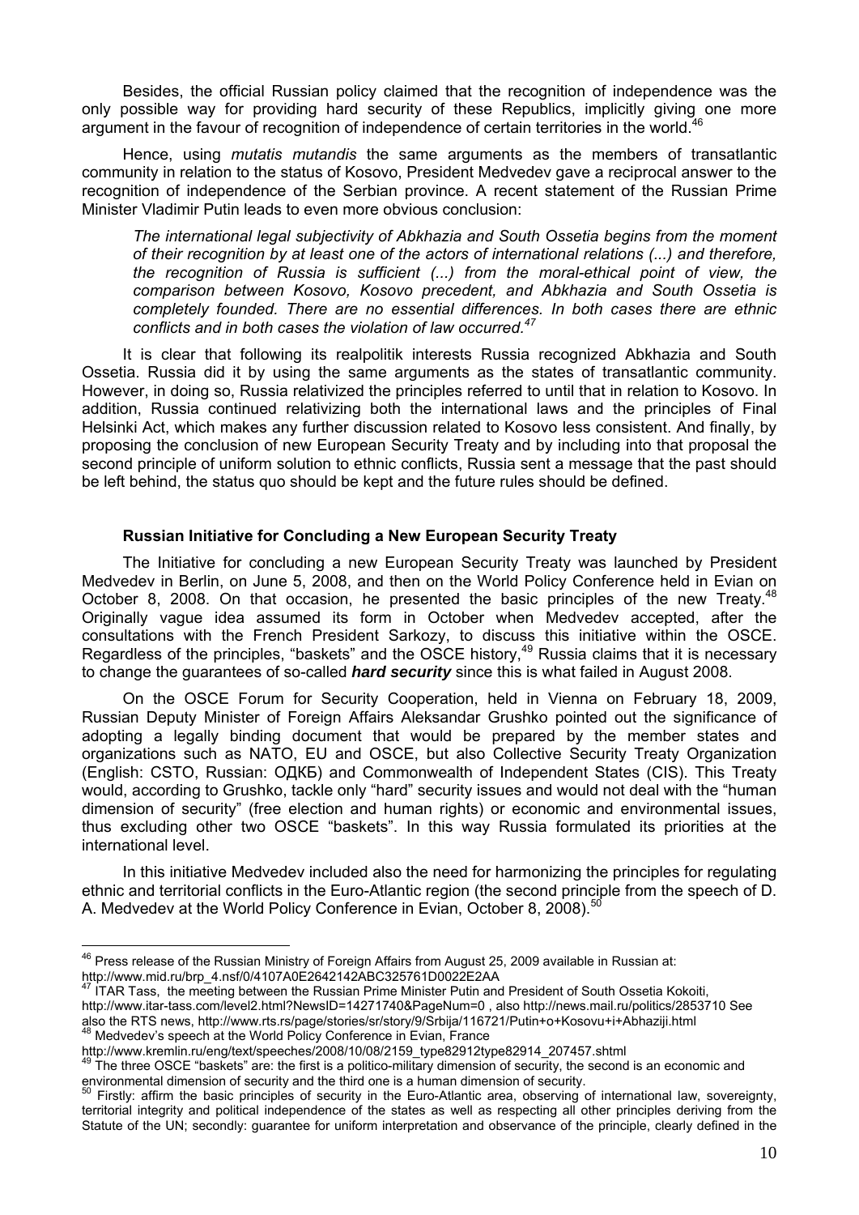Besides, the official Russian policy claimed that the recognition of independence was the only possible way for providing hard security of these Republics, implicitly giving one more argument in the favour of recognition of independence of certain territories in the world.[46]

Hence, using *mutatis mutandis* the same arguments as the members of transatlantic community in relation to the status of Kosovo, President Medvedev gave a reciprocal answer to the recognition of independence of the Serbian province. A recent statement of the Russian Prime Minister Vladimir Putin leads to even more obvious conclusion:

> *The international legal subjectivity of Abkhazia and South Ossetia begins from the moment of their recognition by at least one of the actors of international relations (...) and therefore, the recognition of Russia is sufficient (...) from the moral-ethical point of view, the comparison between Kosovo, Kosovo precedent, and Abkhazia and South Ossetia is completely founded. There are no essential differences. In both cases there are ethnic conflicts and in both cases the violation of law occurred.*[47]

It is clear that following its realpolitik interests Russia recognized Abkhazia and South Ossetia. Russia did it by using the same arguments as the states of transatlantic community. However, in doing so, Russia relativized the principles referred to until that in relation to Kosovo. In addition, Russia continued relativizing both the international laws and the principles of Final Helsinki Act, which makes any further discussion related to Kosovo less consistent. And finally, by proposing the conclusion of new European Security Treaty and by including into that proposal the second principle of uniform solution to ethnic conflicts, Russia sent a message that the past should be left behind, the status quo should be kept and the future rules should be defined.

### Russian Initiative for Concluding a New European Security Treaty

The Initiative for concluding a new European Security Treaty was launched by President Medvedev in Berlin, on June 5, 2008, and then on the World Policy Conference held in Evian on October 8, 2008. On that occasion, he presented the basic principles of the new Treaty.[48] Originally vague idea assumed its form in October when Medvedev accepted, after the consultations with the French President Sarkozy, to discuss this initiative within the OSCE. Regardless of the principles, "baskets" and the OSCE history,[49] Russia claims that it is necessary to change the guarantees of so-called ***hard security*** since this is what failed in August 2008.

On the OSCE Forum for Security Cooperation, held in Vienna on February 18, 2009, Russian Deputy Minister of Foreign Affairs Aleksandar Grushko pointed out the significance of adopting a legally binding document that would be prepared by the member states and organizations such as NATO, EU and OSCE, but also Collective Security Treaty Organization (English: CSTO, Russian: ОДКБ) and Commonwealth of Independent States (CIS). This Treaty would, according to Grushko, tackle only "hard" security issues and would not deal with the "human dimension of security" (free election and human rights) or economic and environmental issues, thus excluding other two OSCE "baskets". In this way Russia formulated its priorities at the international level.

In this initiative Medvedev included also the need for harmonizing the principles for regulating ethnic and territorial conflicts in the Euro-Atlantic region (the second principle from the speech of D. A. Medvedev at the World Policy Conference in Evian, October 8, 2008).[50]

---

[46] Press release of the Russian Ministry of Foreign Affairs from August 25, 2009 available in Russian at: http://www.mid.ru/brp_4.nsf/0/4107A0E2642142ABC325761D0022E2AA

[47] ITAR Tass, the meeting between the Russian Prime Minister Putin and President of South Ossetia Kokoiti, http://www.itar-tass.com/level2.html?NewsID=14271740&PageNum=0 , also http://news.mail.ru/politics/2853710 See also the RTS news, http://www.rts.rs/page/stories/sr/story/9/Srbija/116721/Putin+o+Kosovu+i+Abhaziji.html

[48] Medvedev's speech at the World Policy Conference in Evian, France http://www.kremlin.ru/eng/text/speeches/2008/10/08/2159_type82912type82914_207457.shtml

[49] The three OSCE "baskets" are: the first is a politico-military dimension of security, the second is an economic and environmental dimension of security and the third one is a human dimension of security.

[50] Firstly: affirm the basic principles of security in the Euro-Atlantic area, observing of international law, sovereignty, territorial integrity and political independence of the states as well as respecting all other principles deriving from the Statute of the UN; secondly: guarantee for uniform interpretation and observance of the principle, clearly defined in the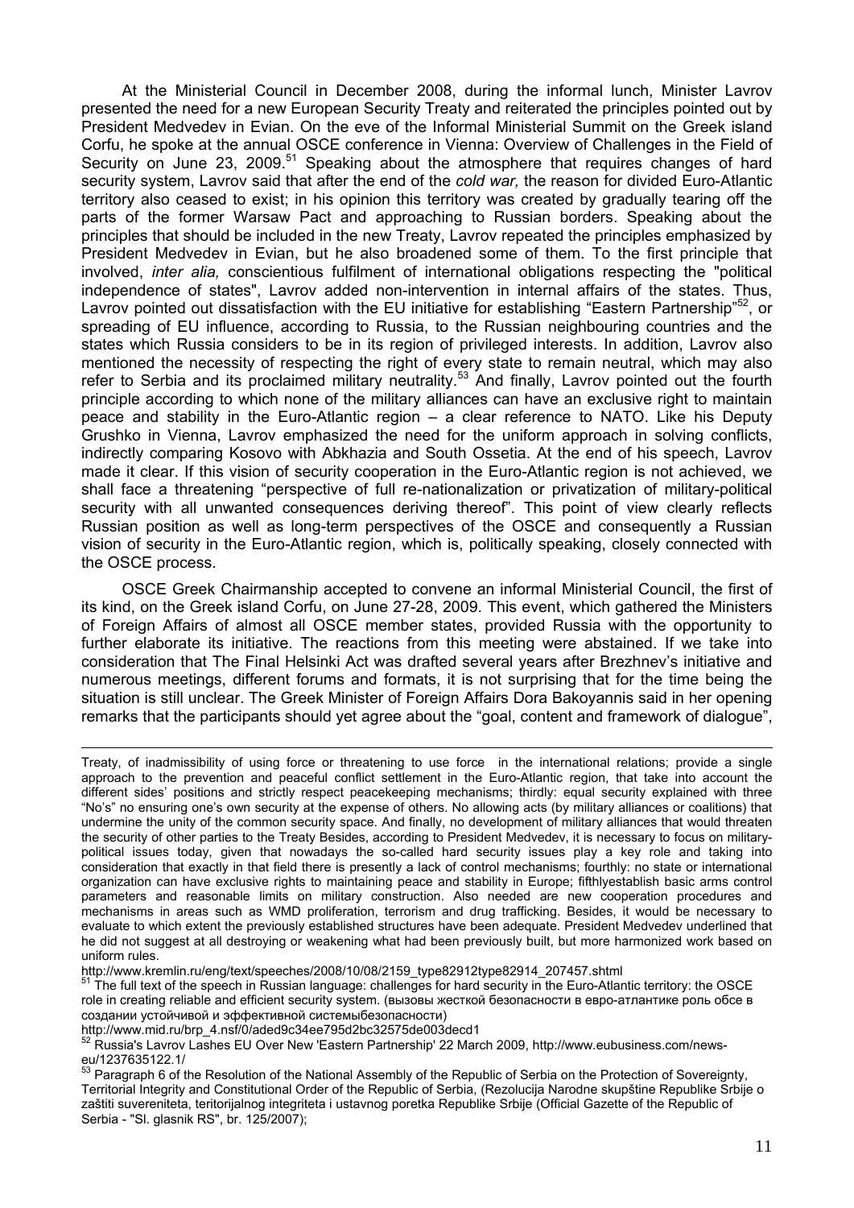At the Ministerial Council in December 2008, during the informal lunch, Minister Lavrov presented the need for a new European Security Treaty and reiterated the principles pointed out by President Medvedev in Evian. On the eve of the Informal Ministerial Summit on the Greek island Corfu, he spoke at the annual OSCE conference in Vienna: Overview of Challenges in the Field of Security on June 23, 2009.[51] Speaking about the atmosphere that requires changes of hard security system, Lavrov said that after the end of the *cold war,* the reason for divided Euro-Atlantic territory also ceased to exist; in his opinion this territory was created by gradually tearing off the parts of the former Warsaw Pact and approaching to Russian borders. Speaking about the principles that should be included in the new Treaty, Lavrov repeated the principles emphasized by President Medvedev in Evian, but he also broadened some of them. To the first principle that involved, *inter alia,* conscientious fulfilment of international obligations respecting the "political independence of states", Lavrov added non-intervention in internal affairs of the states. Thus, Lavrov pointed out dissatisfaction with the EU initiative for establishing "Eastern Partnership"[52], or spreading of EU influence, according to Russia, to the Russian neighbouring countries and the states which Russia considers to be in its region of privileged interests. In addition, Lavrov also mentioned the necessity of respecting the right of every state to remain neutral, which may also refer to Serbia and its proclaimed military neutrality.[53] And finally, Lavrov pointed out the fourth principle according to which none of the military alliances can have an exclusive right to maintain peace and stability in the Euro-Atlantic region – a clear reference to NATO. Like his Deputy Grushko in Vienna, Lavrov emphasized the need for the uniform approach in solving conflicts, indirectly comparing Kosovo with Abkhazia and South Ossetia. At the end of his speech, Lavrov made it clear. If this vision of security cooperation in the Euro-Atlantic region is not achieved, we shall face a threatening "perspective of full re-nationalization or privatization of military-political security with all unwanted consequences deriving thereof". This point of view clearly reflects Russian position as well as long-term perspectives of the OSCE and consequently a Russian vision of security in the Euro-Atlantic region, which is, politically speaking, closely connected with the OSCE process.

OSCE Greek Chairmanship accepted to convene an informal Ministerial Council, the first of its kind, on the Greek island Corfu, on June 27-28, 2009. This event, which gathered the Ministers of Foreign Affairs of almost all OSCE member states, provided Russia with the opportunity to further elaborate its initiative. The reactions from this meeting were abstained. If we take into consideration that The Final Helsinki Act was drafted several years after Brezhnev's initiative and numerous meetings, different forums and formats, it is not surprising that for the time being the situation is still unclear. The Greek Minister of Foreign Affairs Dora Bakoyannis said in her opening remarks that the participants should yet agree about the "goal, content and framework of dialogue",

---

Treaty, of inadmissibility of using force or threatening to use force in the international relations; provide a single approach to the prevention and peaceful conflict settlement in the Euro-Atlantic region, that take into account the different sides' positions and strictly respect peacekeeping mechanisms; thirdly: equal security explained with three "No's" no ensuring one's own security at the expense of others. No allowing acts (by military alliances or coalitions) that undermine the unity of the common security space. And finally, no development of military alliances that would threaten the security of other parties to the Treaty Besides, according to President Medvedev, it is necessary to focus on military-political issues today, given that nowadays the so-called hard security issues play a key role and taking into consideration that exactly in that field there is presently a lack of control mechanisms; fourthly: no state or international organization can have exclusive rights to maintaining peace and stability in Europe; fifthlyestablish basic arms control parameters and reasonable limits on military construction. Also needed are new cooperation procedures and mechanisms in areas such as WMD proliferation, terrorism and drug trafficking. Besides, it would be necessary to evaluate to which extent the previously established structures have been adequate. President Medvedev underlined that he did not suggest at all destroying or weakening what had been previously built, but more harmonized work based on uniform rules.
http://www.kremlin.ru/eng/text/speeches/2008/10/08/2159_type82912type82914_207457.shtml

[51] The full text of the speech in Russian language: challenges for hard security in the Euro-Atlantic territory: the OSCE role in creating reliable and efficient security system. (вызовы жесткой безопасности в евро-атлантике роль обсе в создании устойчивой и эффективной системыбезопасности)
http://www.mid.ru/brp_4.nsf/0/aded9c34ee795d2bc32575de003decd1

[52] Russia's Lavrov Lashes EU Over New 'Eastern Partnership' 22 March 2009, http://www.eubusiness.com/news-eu/1237635122.1/

[53] Paragraph 6 of the Resolution of the National Assembly of the Republic of Serbia on the Protection of Sovereignty, Territorial Integrity and Constitutional Order of the Republic of Serbia, (Rezolucija Narodne skupštine Republike Srbije o zaštiti suvereniteta, teritorijalnog integriteta i ustavnog poretka Republike Srbije (Official Gazette of the Republic of Serbia - "Sl. glasnik RS", br. 125/2007);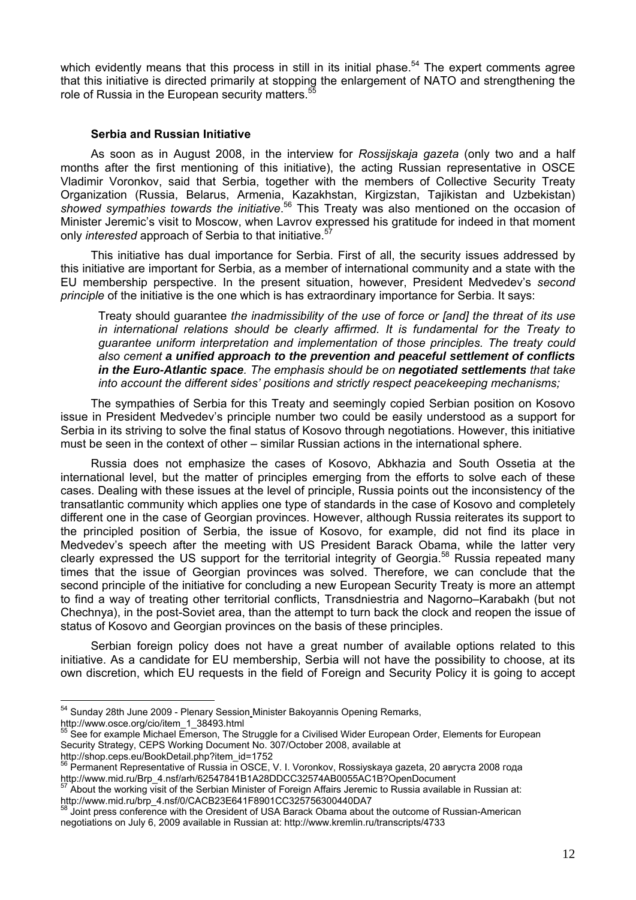which evidently means that this process in still in its initial phase.[54] The expert comments agree that this initiative is directed primarily at stopping the enlargement of NATO and strengthening the role of Russia in the European security matters.[55]

### Serbia and Russian Initiative

As soon as in August 2008, in the interview for *Rossijskaja gazeta* (only two and a half months after the first mentioning of this initiative), the acting Russian representative in OSCE Vladimir Voronkov, said that Serbia, together with the members of Collective Security Treaty Organization (Russia, Belarus, Armenia, Kazakhstan, Kirgizstan, Tajikistan and Uzbekistan) *showed sympathies towards the initiative*.[56] This Treaty was also mentioned on the occasion of Minister Jeremic's visit to Moscow, when Lavrov expressed his gratitude for indeed in that moment only *interested* approach of Serbia to that initiative.[57]

This initiative has dual importance for Serbia. First of all, the security issues addressed by this initiative are important for Serbia, as a member of international community and a state with the EU membership perspective. In the present situation, however, President Medvedev's *second principle* of the initiative is the one which is has extraordinary importance for Serbia. It says:

> Treaty should guarantee *the inadmissibility of the use of force or [and] the threat of its use in international relations should be clearly affirmed. It is fundamental for the Treaty to guarantee uniform interpretation and implementation of those principles. The treaty could also cement* ***a unified approach to the prevention and peaceful settlement of conflicts in the Euro-Atlantic space****. The emphasis should be on* ***negotiated settlements*** *that take into account the different sides' positions and strictly respect peacekeeping mechanisms;*

The sympathies of Serbia for this Treaty and seemingly copied Serbian position on Kosovo issue in President Medvedev's principle number two could be easily understood as a support for Serbia in its striving to solve the final status of Kosovo through negotiations. However, this initiative must be seen in the context of other – similar Russian actions in the international sphere.

Russia does not emphasize the cases of Kosovo, Abkhazia and South Ossetia at the international level, but the matter of principles emerging from the efforts to solve each of these cases. Dealing with these issues at the level of principle, Russia points out the inconsistency of the transatlantic community which applies one type of standards in the case of Kosovo and completely different one in the case of Georgian provinces. However, although Russia reiterates its support to the principled position of Serbia, the issue of Kosovo, for example, did not find its place in Medvedev's speech after the meeting with US President Barack Obama, while the latter very clearly expressed the US support for the territorial integrity of Georgia.[58] Russia repeated many times that the issue of Georgian provinces was solved. Therefore, we can conclude that the second principle of the initiative for concluding a new European Security Treaty is more an attempt to find a way of treating other territorial conflicts, Transdniestria and Nagorno–Karabakh (but not Chechnya), in the post-Soviet area, than the attempt to turn back the clock and reopen the issue of status of Kosovo and Georgian provinces on the basis of these principles.

Serbian foreign policy does not have a great number of available options related to this initiative. As a candidate for EU membership, Serbia will not have the possibility to choose, at its own discretion, which EU requests in the field of Foreign and Security Policy it is going to accept

---

[54] Sunday 28th June 2009 - Plenary Session Minister Bakoyannis Opening Remarks, http://www.osce.org/cio/item_1_38493.html

[55] See for example Michael Emerson, The Struggle for a Civilised Wider European Order, Elements for European Security Strategy, CEPS Working Document No. 307/October 2008, available at http://shop.ceps.eu/BookDetail.php?item_id=1752

[56] Permanent Representative of Russia in OSCE, V. I. Voronkov, Rossiyskaya gazeta, 20 августа 2008 года http://www.mid.ru/Brp_4.nsf/arh/62547841B1A28DDCC32574AB0055AC1B?OpenDocument

[57] About the working visit of the Serbian Minister of Foreign Affairs Jeremic to Russia available in Russian at: http://www.mid.ru/brp_4.nsf/0/CACB23E641F8901CC325756300440DA7

[58] Joint press conference with the Oresident of USA Barack Obama about the outcome of Russian-American negotiations on July 6, 2009 available in Russian at: http://www.kremlin.ru/transcripts/4733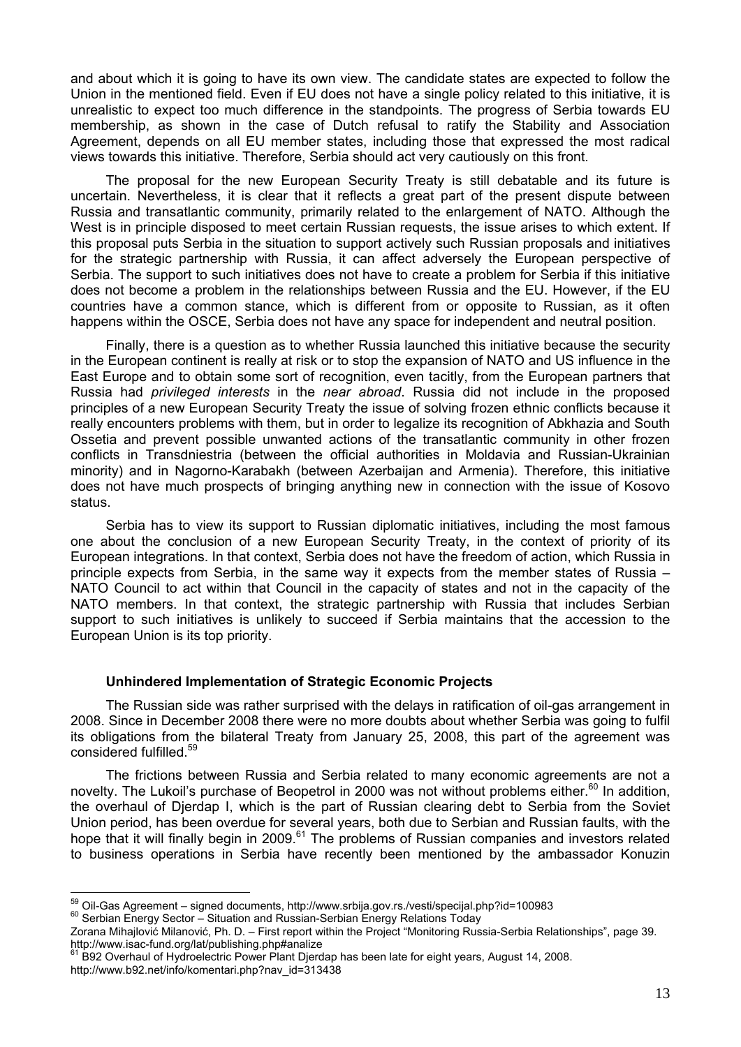and about which it is going to have its own view. The candidate states are expected to follow the Union in the mentioned field. Even if EU does not have a single policy related to this initiative, it is unrealistic to expect too much difference in the standpoints. The progress of Serbia towards EU membership, as shown in the case of Dutch refusal to ratify the Stability and Association Agreement, depends on all EU member states, including those that expressed the most radical views towards this initiative. Therefore, Serbia should act very cautiously on this front.

The proposal for the new European Security Treaty is still debatable and its future is uncertain. Nevertheless, it is clear that it reflects a great part of the present dispute between Russia and transatlantic community, primarily related to the enlargement of NATO. Although the West is in principle disposed to meet certain Russian requests, the issue arises to which extent. If this proposal puts Serbia in the situation to support actively such Russian proposals and initiatives for the strategic partnership with Russia, it can affect adversely the European perspective of Serbia. The support to such initiatives does not have to create a problem for Serbia if this initiative does not become a problem in the relationships between Russia and the EU. However, if the EU countries have a common stance, which is different from or opposite to Russian, as it often happens within the OSCE, Serbia does not have any space for independent and neutral position.

Finally, there is a question as to whether Russia launched this initiative because the security in the European continent is really at risk or to stop the expansion of NATO and US influence in the East Europe and to obtain some sort of recognition, even tacitly, from the European partners that Russia had *privileged interests* in the *near abroad*. Russia did not include in the proposed principles of a new European Security Treaty the issue of solving frozen ethnic conflicts because it really encounters problems with them, but in order to legalize its recognition of Abkhazia and South Ossetia and prevent possible unwanted actions of the transatlantic community in other frozen conflicts in Transdniestria (between the official authorities in Moldavia and Russian-Ukrainian minority) and in Nagorno-Karabakh (between Azerbaijan and Armenia). Therefore, this initiative does not have much prospects of bringing anything new in connection with the issue of Kosovo status.

Serbia has to view its support to Russian diplomatic initiatives, including the most famous one about the conclusion of a new European Security Treaty, in the context of priority of its European integrations. In that context, Serbia does not have the freedom of action, which Russia in principle expects from Serbia, in the same way it expects from the member states of Russia – NATO Council to act within that Council in the capacity of states and not in the capacity of the NATO members. In that context, the strategic partnership with Russia that includes Serbian support to such initiatives is unlikely to succeed if Serbia maintains that the accession to the European Union is its top priority.

### Unhindered Implementation of Strategic Economic Projects

The Russian side was rather surprised with the delays in ratification of oil-gas arrangement in 2008. Since in December 2008 there were no more doubts about whether Serbia was going to fulfil its obligations from the bilateral Treaty from January 25, 2008, this part of the agreement was considered fulfilled.[59]

The frictions between Russia and Serbia related to many economic agreements are not a novelty. The Lukoil's purchase of Beopetrol in 2000 was not without problems either.[60] In addition, the overhaul of Djerdap I, which is the part of Russian clearing debt to Serbia from the Soviet Union period, has been overdue for several years, both due to Serbian and Russian faults, with the hope that it will finally begin in 2009.[61] The problems of Russian companies and investors related to business operations in Serbia have recently been mentioned by the ambassador Konuzin

---

[59] Oil-Gas Agreement – signed documents, http://www.srbija.gov.rs./vesti/specijal.php?id=100983

[60] Serbian Energy Sector – Situation and Russian-Serbian Energy Relations Today
Zorana Mihajlović Milanović, Ph. D. – First report within the Project "Monitoring Russia-Serbia Relationships", page 39. http://www.isac-fund.org/lat/publishing.php#analize

[61] B92 Overhaul of Hydroelectric Power Plant Djerdap has been late for eight years, August 14, 2008. http://www.b92.net/info/komentari.php?nav_id=313438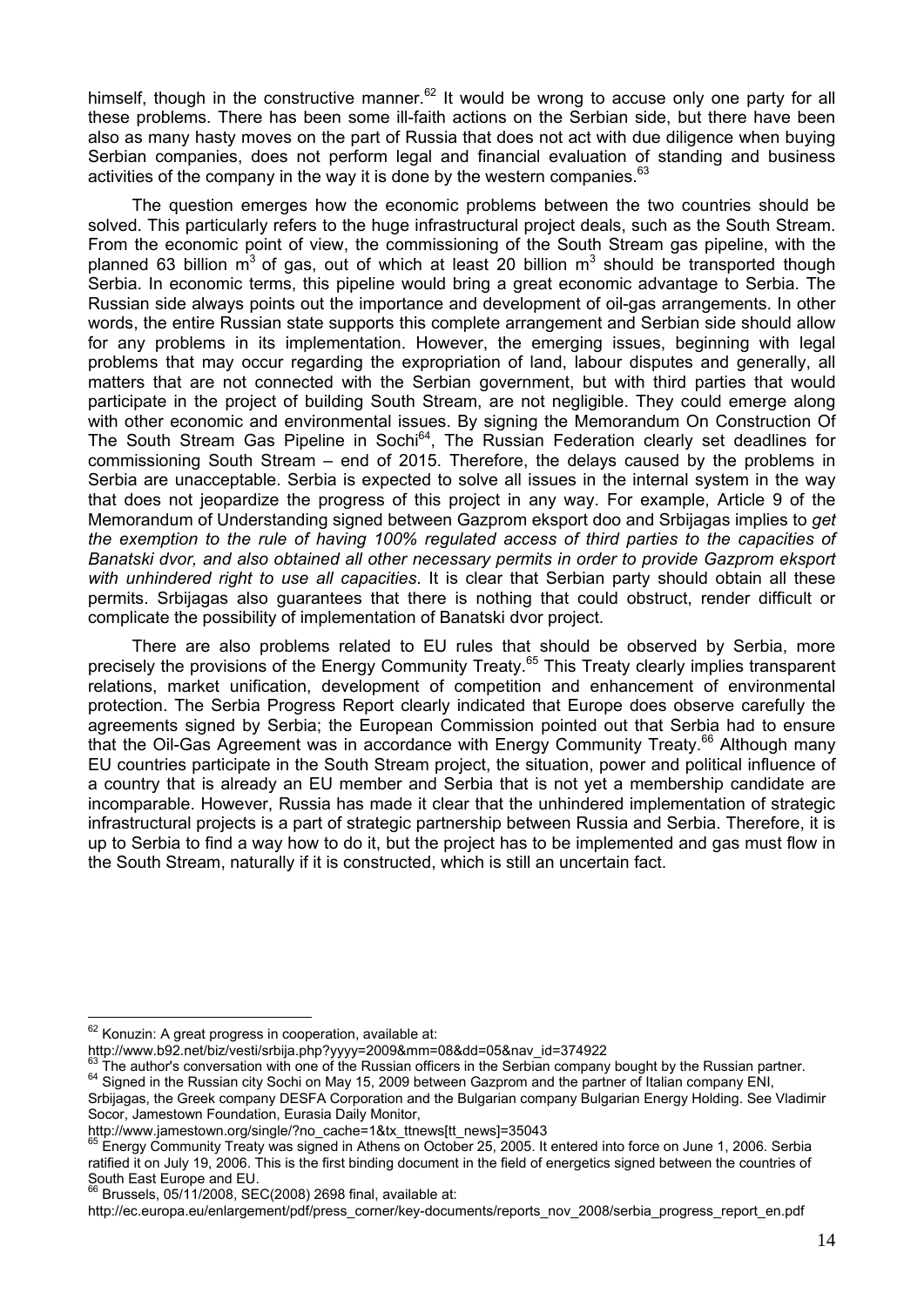himself, though in the constructive manner.[62] It would be wrong to accuse only one party for all these problems. There has been some ill-faith actions on the Serbian side, but there have been also as many hasty moves on the part of Russia that does not act with due diligence when buying Serbian companies, does not perform legal and financial evaluation of standing and business activities of the company in the way it is done by the western companies.[63]

The question emerges how the economic problems between the two countries should be solved. This particularly refers to the huge infrastructural project deals, such as the South Stream. From the economic point of view, the commissioning of the South Stream gas pipeline, with the planned 63 billion $m^3$ of gas, out of which at least 20 billion $m^3$ should be transported though Serbia. In economic terms, this pipeline would bring a great economic advantage to Serbia. The Russian side always points out the importance and development of oil-gas arrangements. In other words, the entire Russian state supports this complete arrangement and Serbian side should allow for any problems in its implementation. However, the emerging issues, beginning with legal problems that may occur regarding the expropriation of land, labour disputes and generally, all matters that are not connected with the Serbian government, but with third parties that would participate in the project of building South Stream, are not negligible. They could emerge along with other economic and environmental issues. By signing the Memorandum On Construction Of The South Stream Gas Pipeline in Sochi[64], The Russian Federation clearly set deadlines for commissioning South Stream – end of 2015. Therefore, the delays caused by the problems in Serbia are unacceptable. Serbia is expected to solve all issues in the internal system in the way that does not jeopardize the progress of this project in any way. For example, Article 9 of the Memorandum of Understanding signed between Gazprom eksport doo and Srbijagas implies to *get the exemption to the rule of having 100% regulated access of third parties to the capacities of Banatski dvor, and also obtained all other necessary permits in order to provide Gazprom eksport with unhindered right to use all capacities*. It is clear that Serbian party should obtain all these permits. Srbijagas also guarantees that there is nothing that could obstruct, render difficult or complicate the possibility of implementation of Banatski dvor project.

There are also problems related to EU rules that should be observed by Serbia, more precisely the provisions of the Energy Community Treaty.[65] This Treaty clearly implies transparent relations, market unification, development of competition and enhancement of environmental protection. The Serbia Progress Report clearly indicated that Europe does observe carefully the agreements signed by Serbia; the European Commission pointed out that Serbia had to ensure that the Oil-Gas Agreement was in accordance with Energy Community Treaty.[66] Although many EU countries participate in the South Stream project, the situation, power and political influence of a country that is already an EU member and Serbia that is not yet a membership candidate are incomparable. However, Russia has made it clear that the unhindered implementation of strategic infrastructural projects is a part of strategic partnership between Russia and Serbia. Therefore, it is up to Serbia to find a way how to do it, but the project has to be implemented and gas must flow in the South Stream, naturally if it is constructed, which is still an uncertain fact.

---

[62] Konuzin: A great progress in cooperation, available at: http://www.b92.net/biz/vesti/srbija.php?yyyy=2009&mm=08&dd=05&nav_id=374922

[63] The author's conversation with one of the Russian officers in the Serbian company bought by the Russian partner.

[64] Signed in the Russian city Sochi on May 15, 2009 between Gazprom and the partner of Italian company ENI, Srbijagas, the Greek company DESFA Corporation and the Bulgarian company Bulgarian Energy Holding. See Vladimir Socor, Jamestown Foundation, Eurasia Daily Monitor, http://www.jamestown.org/single/?no_cache=1&tx_ttnews[tt_news]=35043

[65] Energy Community Treaty was signed in Athens on October 25, 2005. It entered into force on June 1, 2006. Serbia ratified it on July 19, 2006. This is the first binding document in the field of energetics signed between the countries of South East Europe and EU.

[66] Brussels, 05/11/2008, SEC(2008) 2698 final, available at: http://ec.europa.eu/enlargement/pdf/press_corner/key-documents/reports_nov_2008/serbia_progress_report_en.pdf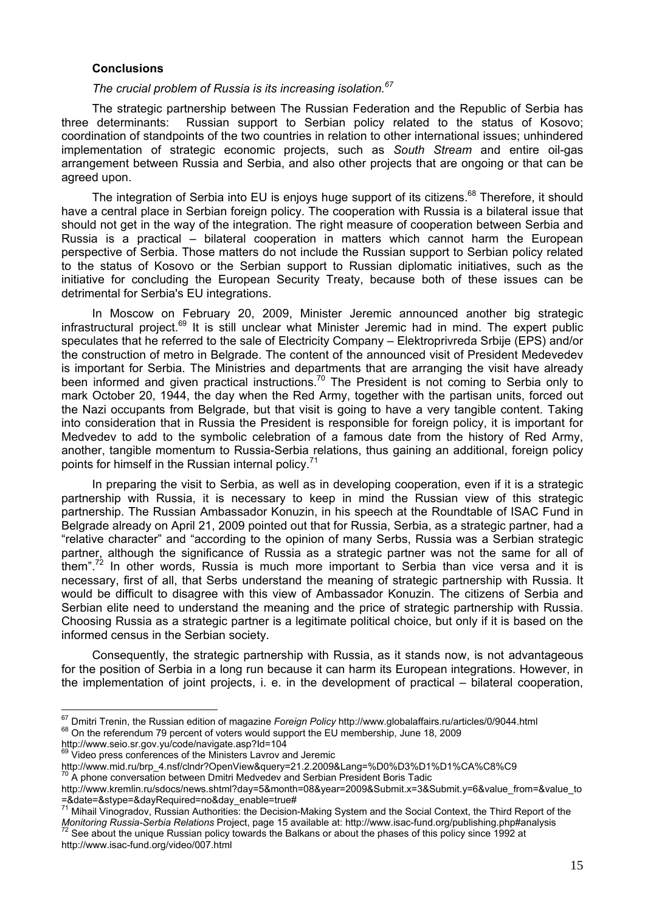### Conclusions

*The crucial problem of Russia is its increasing isolation.*[67]

The strategic partnership between The Russian Federation and the Republic of Serbia has three determinants: Russian support to Serbian policy related to the status of Kosovo; coordination of standpoints of the two countries in relation to other international issues; unhindered implementation of strategic economic projects, such as *South Stream* and entire oil-gas arrangement between Russia and Serbia, and also other projects that are ongoing or that can be agreed upon.

The integration of Serbia into EU is enjoys huge support of its citizens.[68] Therefore, it should have a central place in Serbian foreign policy. The cooperation with Russia is a bilateral issue that should not get in the way of the integration. The right measure of cooperation between Serbia and Russia is a practical – bilateral cooperation in matters which cannot harm the European perspective of Serbia. Those matters do not include the Russian support to Serbian policy related to the status of Kosovo or the Serbian support to Russian diplomatic initiatives, such as the initiative for concluding the European Security Treaty, because both of these issues can be detrimental for Serbia's EU integrations.

In Moscow on February 20, 2009, Minister Jeremic announced another big strategic infrastructural project.[69] It is still unclear what Minister Jeremic had in mind. The expert public speculates that he referred to the sale of Electricity Company – Elektroprivreda Srbije (EPS) and/or the construction of metro in Belgrade. The content of the announced visit of President Medevedev is important for Serbia. The Ministries and departments that are arranging the visit have already been informed and given practical instructions.[70] The President is not coming to Serbia only to mark October 20, 1944, the day when the Red Army, together with the partisan units, forced out the Nazi occupants from Belgrade, but that visit is going to have a very tangible content. Taking into consideration that in Russia the President is responsible for foreign policy, it is important for Medvedev to add to the symbolic celebration of a famous date from the history of Red Army, another, tangible momentum to Russia-Serbia relations, thus gaining an additional, foreign policy points for himself in the Russian internal policy.[71]

In preparing the visit to Serbia, as well as in developing cooperation, even if it is a strategic partnership with Russia, it is necessary to keep in mind the Russian view of this strategic partnership. The Russian Ambassador Konuzin, in his speech at the Roundtable of ISAC Fund in Belgrade already on April 21, 2009 pointed out that for Russia, Serbia, as a strategic partner, had a "relative character" and "according to the opinion of many Serbs, Russia was a Serbian strategic partner, although the significance of Russia as a strategic partner was not the same for all of them".[72] In other words, Russia is much more important to Serbia than vice versa and it is necessary, first of all, that Serbs understand the meaning of strategic partnership with Russia. It would be difficult to disagree with this view of Ambassador Konuzin. The citizens of Serbia and Serbian elite need to understand the meaning and the price of strategic partnership with Russia. Choosing Russia as a strategic partner is a legitimate political choice, but only if it is based on the informed census in the Serbian society.

Consequently, the strategic partnership with Russia, as it stands now, is not advantageous for the position of Serbia in a long run because it can harm its European integrations. However, in the implementation of joint projects, i. e. in the development of practical – bilateral cooperation,

---

[67] Dmitri Trenin, the Russian edition of magazine *Foreign Policy* http://www.globalaffairs.ru/articles/0/9044.html

[68] On the referendum 79 percent of voters would support the EU membership, June 18, 2009 http://www.seio.sr.gov.yu/code/navigate.asp?Id=104

[69] Video press conferences of the Ministers Lavrov and Jeremic http://www.mid.ru/brp_4.nsf/clndr?OpenView&query=21.2.2009&Lang=%D0%D3%D1%D1%CA%C8%C9

[70] A phone conversation between Dmitri Medvedev and Serbian President Boris Tadic http://www.kremlin.ru/sdocs/news.shtml?day=5&month=08&year=2009&Submit.x=3&Submit.y=6&value_from=&value_to=&date=&stype=&dayRequired=no&day_enable=true#

[71] Mihail Vinogradov, Russian Authorities: the Decision-Making System and the Social Context, the Third Report of the *Monitoring Russia-Serbia Relations* Project, page 15 available at: http://www.isac-fund.org/publishing.php#analysis

[72] See about the unique Russian policy towards the Balkans or about the phases of this policy since 1992 at http://www.isac-fund.org/video/007.html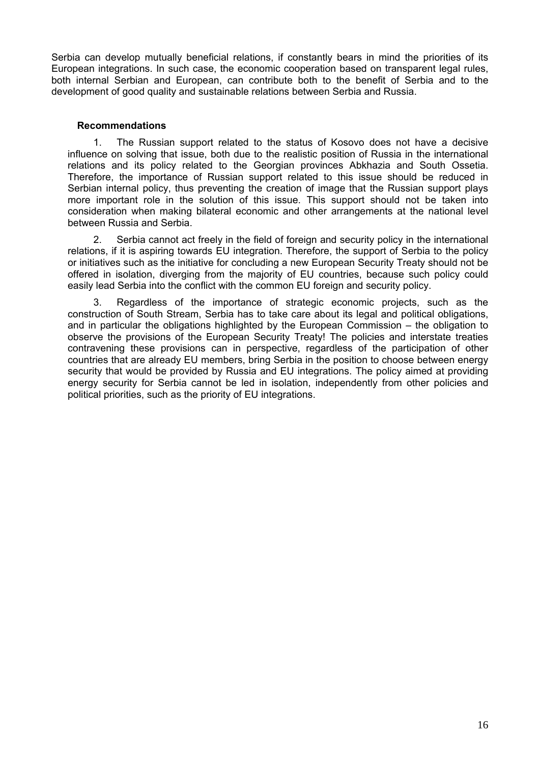Serbia can develop mutually beneficial relations, if constantly bears in mind the priorities of its European integrations. In such case, the economic cooperation based on transparent legal rules, both internal Serbian and European, can contribute both to the benefit of Serbia and to the development of good quality and sustainable relations between Serbia and Russia.

### Recommendations

1. The Russian support related to the status of Kosovo does not have a decisive influence on solving that issue, both due to the realistic position of Russia in the international relations and its policy related to the Georgian provinces Abkhazia and South Ossetia. Therefore, the importance of Russian support related to this issue should be reduced in Serbian internal policy, thus preventing the creation of image that the Russian support plays more important role in the solution of this issue. This support should not be taken into consideration when making bilateral economic and other arrangements at the national level between Russia and Serbia.

2. Serbia cannot act freely in the field of foreign and security policy in the international relations, if it is aspiring towards EU integration. Therefore, the support of Serbia to the policy or initiatives such as the initiative for concluding a new European Security Treaty should not be offered in isolation, diverging from the majority of EU countries, because such policy could easily lead Serbia into the conflict with the common EU foreign and security policy.

3. Regardless of the importance of strategic economic projects, such as the construction of South Stream, Serbia has to take care about its legal and political obligations, and in particular the obligations highlighted by the European Commission – the obligation to observe the provisions of the European Security Treaty! The policies and interstate treaties contravening these provisions can in perspective, regardless of the participation of other countries that are already EU members, bring Serbia in the position to choose between energy security that would be provided by Russia and EU integrations. The policy aimed at providing energy security for Serbia cannot be led in isolation, independently from other policies and political priorities, such as the priority of EU integrations.